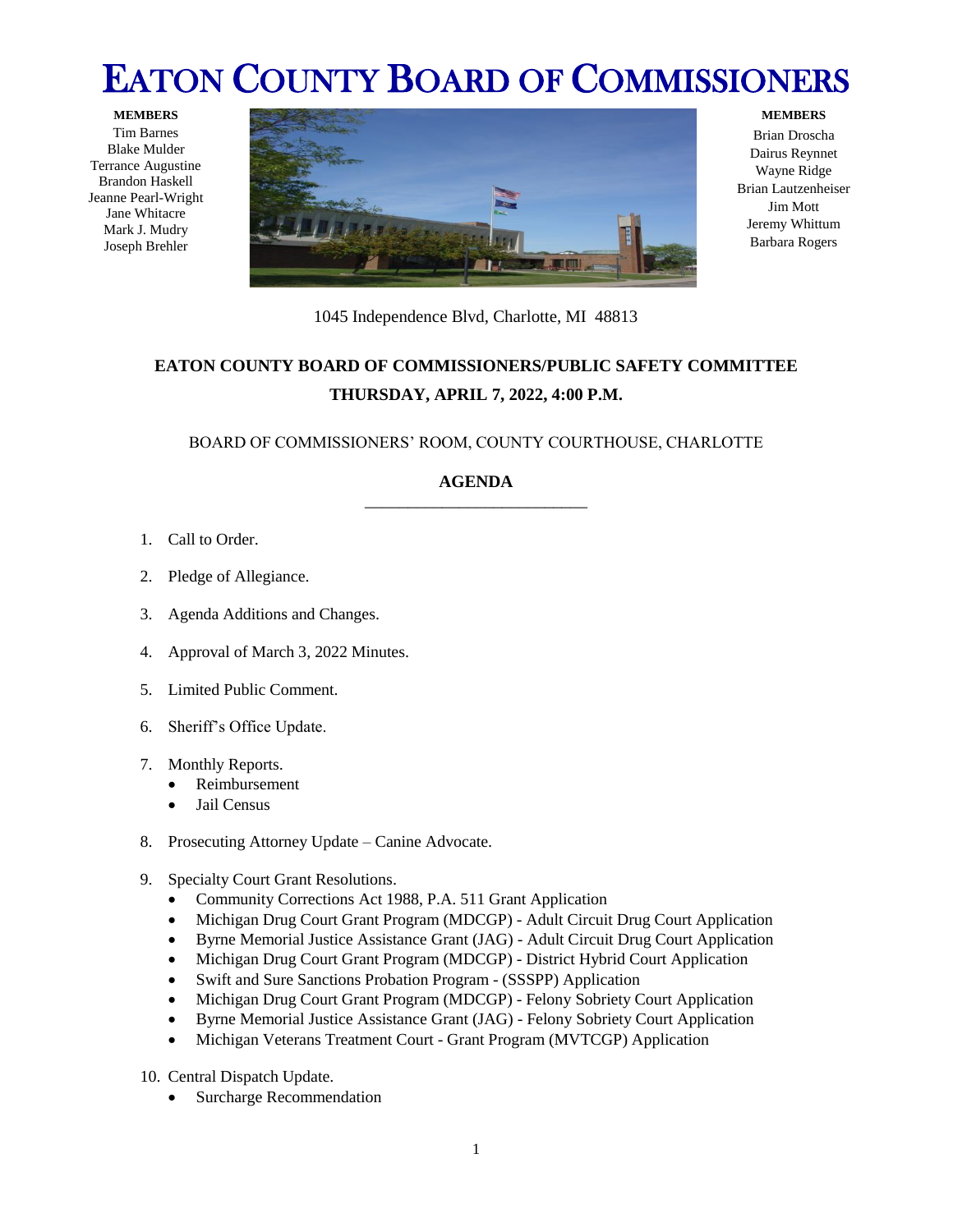# EATON COUNTY BOARD OF COMMISSIONERS

**MEMBERS**
Tim Barnes
Blake Mulder
Terrance Augustine
Brandon Haskell
Jeanne Pearl-Wright
Jane Whitacre
Mark J. Mudry
Joseph Brehler

**MEMBERS**
Brian Droscha
Dairus Reynnet
Wayne Ridge
Brian Lautzenheiser
Jim Mott
Jeremy Whittum
Barbara Rogers

1045 Independence Blvd, Charlotte, MI 48813

## EATON COUNTY BOARD OF COMMISSIONERS/PUBLIC SAFETY COMMITTEE
## THURSDAY, APRIL 7, 2022, 4:00 P.M.

BOARD OF COMMISSIONERS' ROOM, COUNTY COURTHOUSE, CHARLOTTE

### AGENDA

1. Call to Order.
2. Pledge of Allegiance.
3. Agenda Additions and Changes.
4. Approval of March 3, 2022 Minutes.
5. Limited Public Comment.
6. Sheriff's Office Update.
7. Monthly Reports.
   - Reimbursement
   - Jail Census
8. Prosecuting Attorney Update – Canine Advocate.
9. Specialty Court Grant Resolutions.
   - Community Corrections Act 1988, P.A. 511 Grant Application
   - Michigan Drug Court Grant Program (MDCGP) - Adult Circuit Drug Court Application
   - Byrne Memorial Justice Assistance Grant (JAG) - Adult Circuit Drug Court Application
   - Michigan Drug Court Grant Program (MDCGP) - District Hybrid Court Application
   - Swift and Sure Sanctions Probation Program - (SSSPP) Application
   - Michigan Drug Court Grant Program (MDCGP) - Felony Sobriety Court Application
   - Byrne Memorial Justice Assistance Grant (JAG) - Felony Sobriety Court Application
   - Michigan Veterans Treatment Court - Grant Program (MVTCGP) Application
10. Central Dispatch Update.
    - Surcharge Recommendation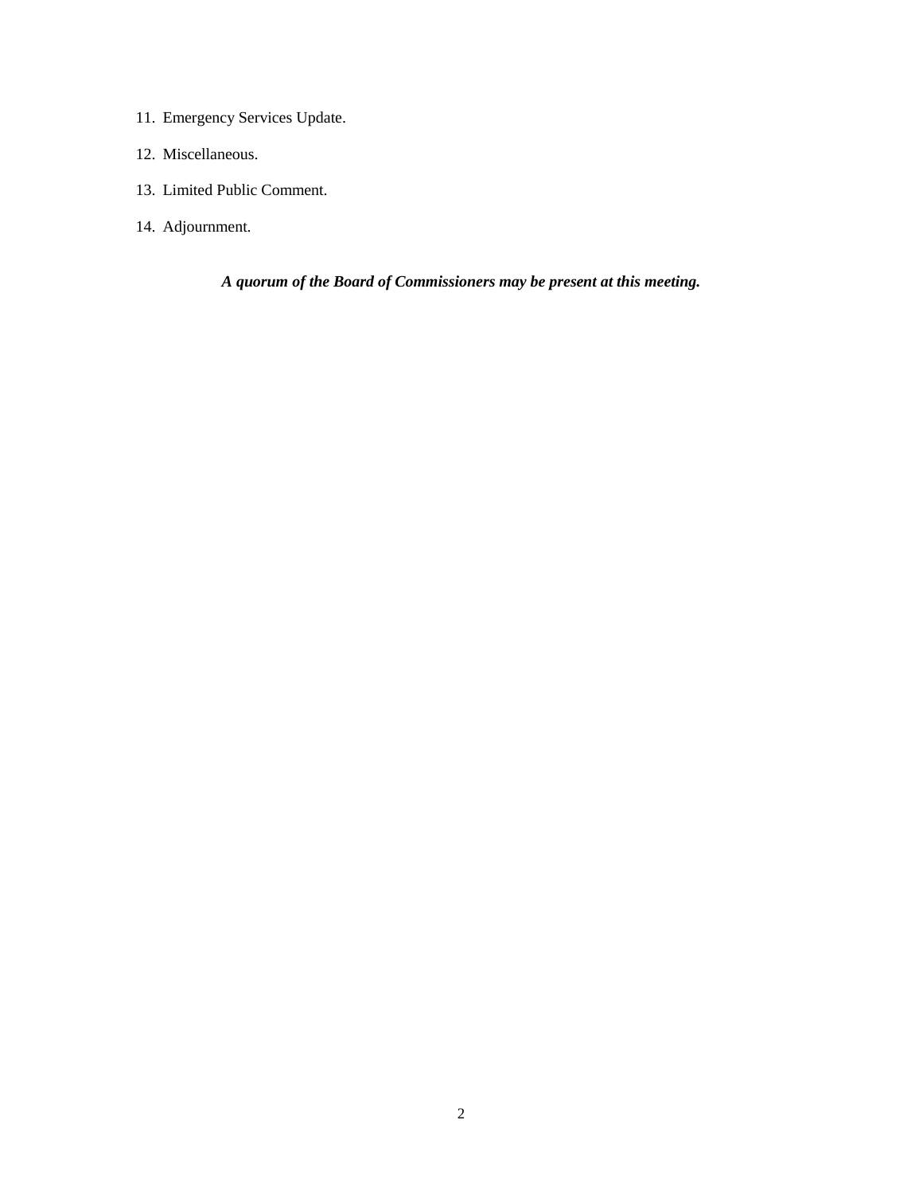11. Emergency Services Update.

12. Miscellaneous.

13. Limited Public Comment.

14. Adjournment.

***A quorum of the Board of Commissioners may be present at this meeting.***